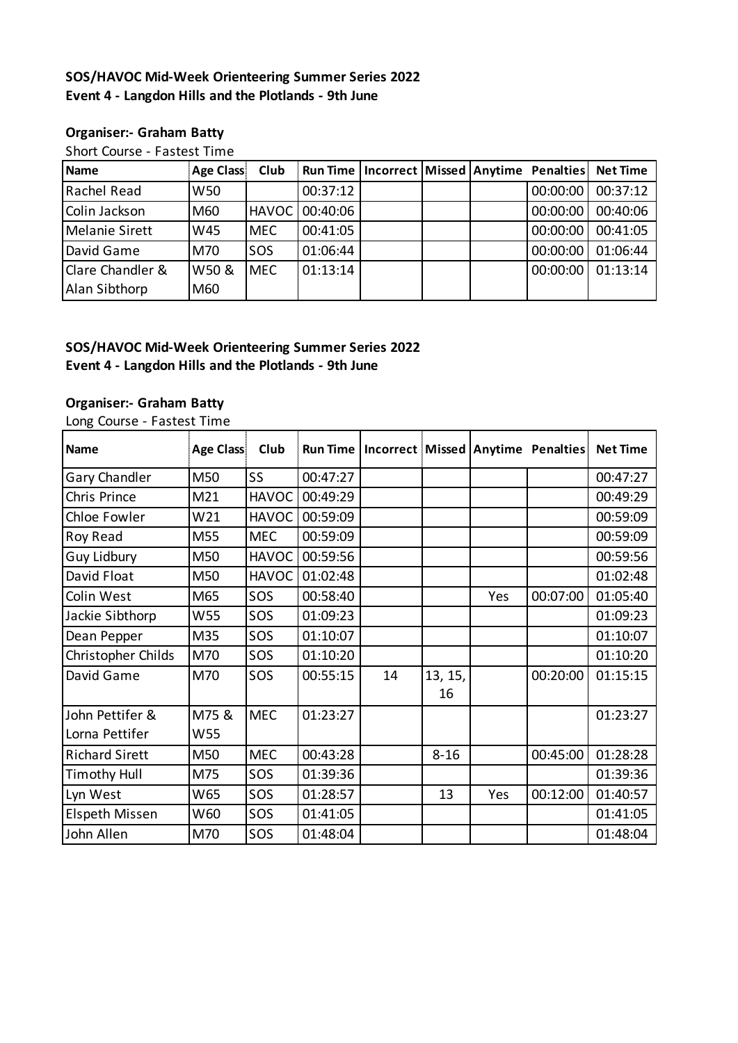**SOS/HAVOC Mid-Week Orienteering Summer Series 2022**
**Event 4 - Langdon Hills and the Plotlands - 9th June**

**Organiser:- Graham Batty**

Short Course - Fastest Time

| Name | Age Class | Club | Run Time | Incorrect | Missed | Anytime | Penalties | Net Time |
|---|---|---|---|---|---|---|---|---|
| Rachel Read | W50 | | 00:37:12 | | | | 00:00:00 | 00:37:12 |
| Colin Jackson | M60 | HAVOC | 00:40:06 | | | | 00:00:00 | 00:40:06 |
| Melanie Sirett | W45 | MEC | 00:41:05 | | | | 00:00:00 | 00:41:05 |
| David Game | M70 | SOS | 01:06:44 | | | | 00:00:00 | 01:06:44 |
| Clare Chandler & Alan Sibthorp | W50 & M60 | MEC | 01:13:14 | | | | 00:00:00 | 01:13:14 |

**SOS/HAVOC Mid-Week Orienteering Summer Series 2022**
**Event 4 - Langdon Hills and the Plotlands - 9th June**

**Organiser:- Graham Batty**

Long Course - Fastest Time

| Name | Age Class | Club | Run Time | Incorrect | Missed | Anytime | Penalties | Net Time |
|---|---|---|---|---|---|---|---|---|
| Gary Chandler | M50 | SS | 00:47:27 | | | | | 00:47:27 |
| Chris Prince | M21 | HAVOC | 00:49:29 | | | | | 00:49:29 |
| Chloe Fowler | W21 | HAVOC | 00:59:09 | | | | | 00:59:09 |
| Roy Read | M55 | MEC | 00:59:09 | | | | | 00:59:09 |
| Guy Lidbury | M50 | HAVOC | 00:59:56 | | | | | 00:59:56 |
| David Float | M50 | HAVOC | 01:02:48 | | | | | 01:02:48 |
| Colin West | M65 | SOS | 00:58:40 | | | Yes | 00:07:00 | 01:05:40 |
| Jackie Sibthorp | W55 | SOS | 01:09:23 | | | | | 01:09:23 |
| Dean Pepper | M35 | SOS | 01:10:07 | | | | | 01:10:07 |
| Christopher Childs | M70 | SOS | 01:10:20 | | | | | 01:10:20 |
| David Game | M70 | SOS | 00:55:15 | 14 | 13, 15, 16 | | 00:20:00 | 01:15:15 |
| John Pettifer & Lorna Pettifer | M75 & W55 | MEC | 01:23:27 | | | | | 01:23:27 |
| Richard Sirett | M50 | MEC | 00:43:28 | | 8-16 | | 00:45:00 | 01:28:28 |
| Timothy Hull | M75 | SOS | 01:39:36 | | | | | 01:39:36 |
| Lyn West | W65 | SOS | 01:28:57 | | 13 | Yes | 00:12:00 | 01:40:57 |
| Elspeth Missen | W60 | SOS | 01:41:05 | | | | | 01:41:05 |
| John Allen | M70 | SOS | 01:48:04 | | | | | 01:48:04 |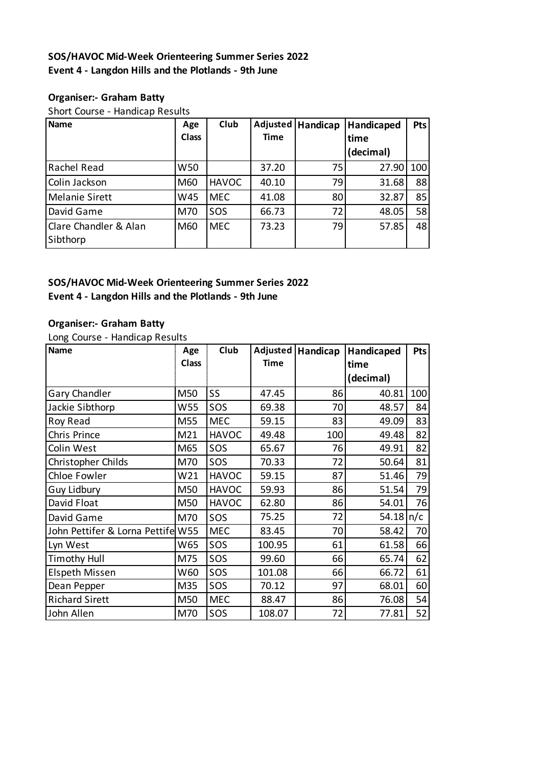**SOS/HAVOC Mid-Week Orienteering Summer Series 2022**
**Event 4 - Langdon Hills and the Plotlands - 9th June**

**Organiser:- Graham Batty**

Short Course - Handicap Results

| Name | Age Class | Club | Adjusted Time | Handicap | Handicaped time (decimal) | Pts |
|---|---|---|---|---|---|---|
| Rachel Read | W50 | | 37.20 | 75 | 27.90 | 100 |
| Colin Jackson | M60 | HAVOC | 40.10 | 79 | 31.68 | 88 |
| Melanie Sirett | W45 | MEC | 41.08 | 80 | 32.87 | 85 |
| David Game | M70 | SOS | 66.73 | 72 | 48.05 | 58 |
| Clare Chandler & Alan Sibthorp | M60 | MEC | 73.23 | 79 | 57.85 | 48 |

**SOS/HAVOC Mid-Week Orienteering Summer Series 2022**
**Event 4 - Langdon Hills and the Plotlands - 9th June**

**Organiser:- Graham Batty**

Long Course - Handicap Results

| Name | Age Class | Club | Adjusted Time | Handicap | Handicaped time (decimal) | Pts |
|---|---|---|---|---|---|---|
| Gary Chandler | M50 | SS | 47.45 | 86 | 40.81 | 100 |
| Jackie Sibthorp | W55 | SOS | 69.38 | 70 | 48.57 | 84 |
| Roy Read | M55 | MEC | 59.15 | 83 | 49.09 | 83 |
| Chris Prince | M21 | HAVOC | 49.48 | 100 | 49.48 | 82 |
| Colin West | M65 | SOS | 65.67 | 76 | 49.91 | 82 |
| Christopher Childs | M70 | SOS | 70.33 | 72 | 50.64 | 81 |
| Chloe Fowler | W21 | HAVOC | 59.15 | 87 | 51.46 | 79 |
| Guy Lidbury | M50 | HAVOC | 59.93 | 86 | 51.54 | 79 |
| David Float | M50 | HAVOC | 62.80 | 86 | 54.01 | 76 |
| David Game | M70 | SOS | 75.25 | 72 | 54.18 | n/c |
| John Pettifer & Lorna Pettife | W55 | MEC | 83.45 | 70 | 58.42 | 70 |
| Lyn West | W65 | SOS | 100.95 | 61 | 61.58 | 66 |
| Timothy Hull | M75 | SOS | 99.60 | 66 | 65.74 | 62 |
| Elspeth Missen | W60 | SOS | 101.08 | 66 | 66.72 | 61 |
| Dean Pepper | M35 | SOS | 70.12 | 97 | 68.01 | 60 |
| Richard Sirett | M50 | MEC | 88.47 | 86 | 76.08 | 54 |
| John Allen | M70 | SOS | 108.07 | 72 | 77.81 | 52 |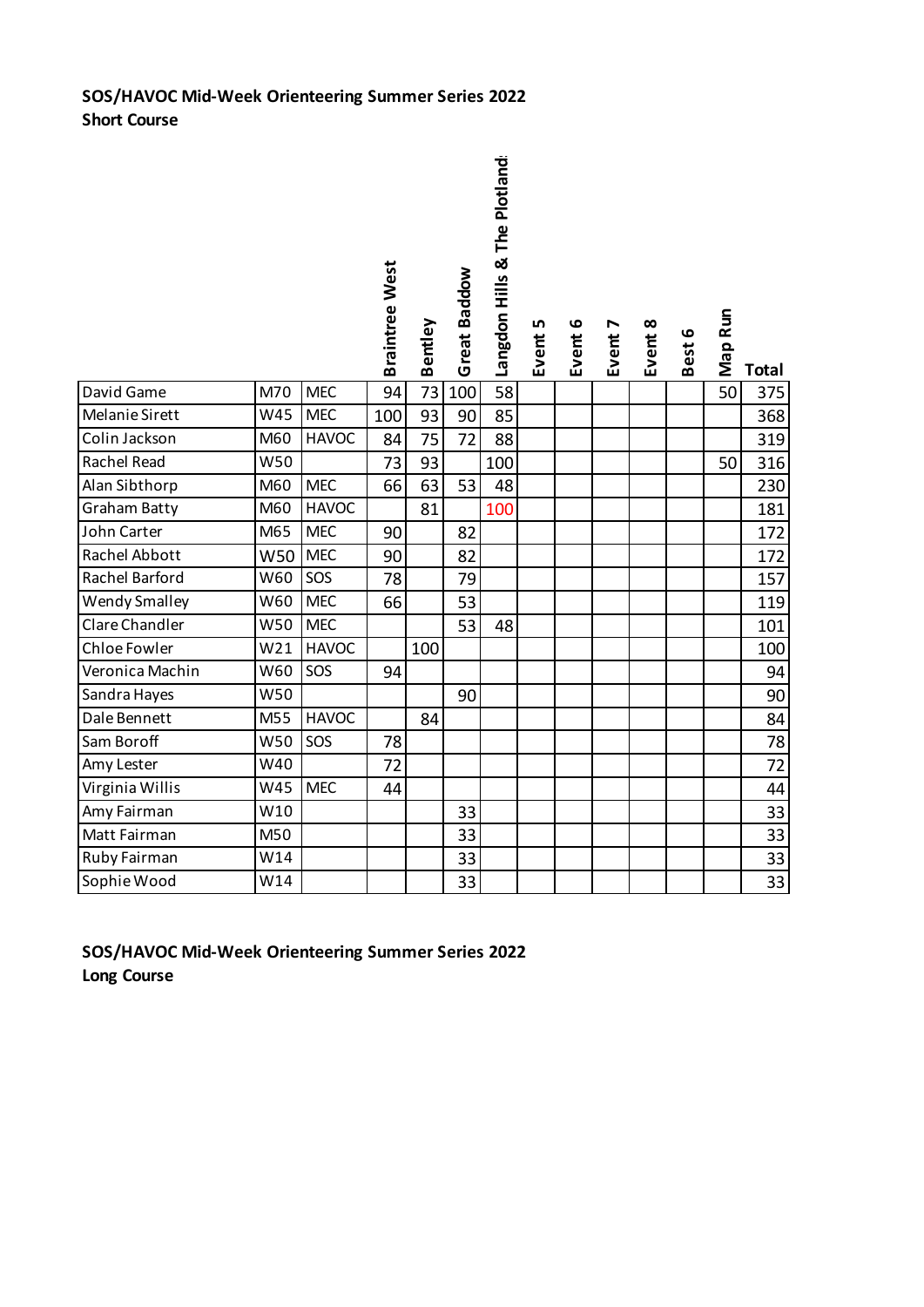**SOS/HAVOC Mid-Week Orienteering Summer Series 2022**
**Short Course**

| | | | Braintree West | Bentley | Great Baddow | Langdon Hills & The Plotlands | Event 5 | Event 6 | Event 7 | Event 8 | Best 6 | Map Run | Total |
|---|---|---|---|---|---|---|---|---|---|---|---|---|---|
| David Game | M70 | MEC | 94 | 73 | 100 | 58 | | | | | | 50 | 375 |
| Melanie Sirett | W45 | MEC | 100 | 93 | 90 | 85 | | | | | | | 368 |
| Colin Jackson | M60 | HAVOC | 84 | 75 | 72 | 88 | | | | | | | 319 |
| Rachel Read | W50 | | 73 | 93 | | 100 | | | | | | 50 | 316 |
| Alan Sibthorp | M60 | MEC | 66 | 63 | 53 | 48 | | | | | | | 230 |
| Graham Batty | M60 | HAVOC | | 81 | | 100 | | | | | | | 181 |
| John Carter | M65 | MEC | 90 | | 82 | | | | | | | | 172 |
| Rachel Abbott | W50 | MEC | 90 | | 82 | | | | | | | | 172 |
| Rachel Barford | W60 | SOS | 78 | | 79 | | | | | | | | 157 |
| Wendy Smalley | W60 | MEC | 66 | | 53 | | | | | | | | 119 |
| Clare Chandler | W50 | MEC | | | 53 | 48 | | | | | | | 101 |
| Chloe Fowler | W21 | HAVOC | | 100 | | | | | | | | | 100 |
| Veronica Machin | W60 | SOS | 94 | | | | | | | | | | 94 |
| Sandra Hayes | W50 | | | | 90 | | | | | | | | 90 |
| Dale Bennett | M55 | HAVOC | | 84 | | | | | | | | | 84 |
| Sam Boroff | W50 | SOS | 78 | | | | | | | | | | 78 |
| Amy Lester | W40 | | 72 | | | | | | | | | | 72 |
| Virginia Willis | W45 | MEC | 44 | | | | | | | | | | 44 |
| Amy Fairman | W10 | | | | 33 | | | | | | | | 33 |
| Matt Fairman | M50 | | | | 33 | | | | | | | | 33 |
| Ruby Fairman | W14 | | | | 33 | | | | | | | | 33 |
| Sophie Wood | W14 | | | | 33 | | | | | | | | 33 |

**SOS/HAVOC Mid-Week Orienteering Summer Series 2022**
**Long Course**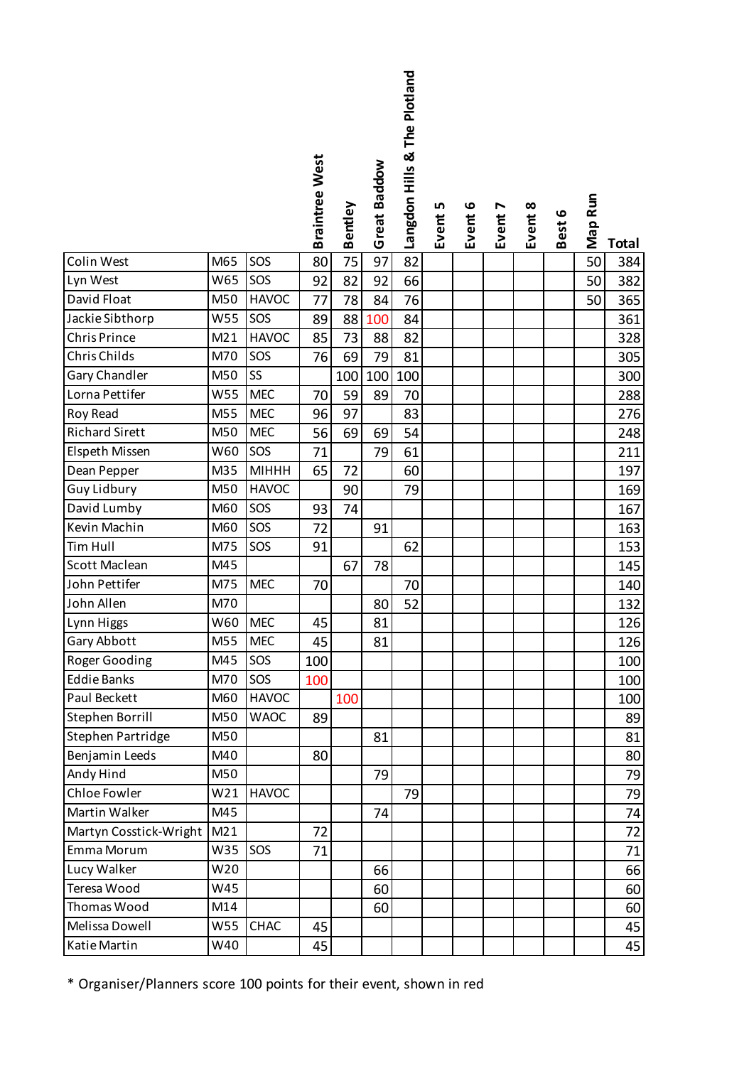| | | | Braintree West | Bentley | Great Baddow | Langdon Hills & The Plotland | Event 5 | Event 6 | Event 7 | Event 8 | Best 6 | Map Run | Total |
|---|---|---|---|---|---|---|---|---|---|---|---|---|---|
| Colin West | M65 | SOS | 80 | 75 | 97 | 82 | | | | | | 50 | 384 |
| Lyn West | W65 | SOS | 92 | 82 | 92 | 66 | | | | | | 50 | 382 |
| David Float | M50 | HAVOC | 77 | 78 | 84 | 76 | | | | | | 50 | 365 |
| Jackie Sibthorp | W55 | SOS | 89 | 88 | 100 | 84 | | | | | | | 361 |
| Chris Prince | M21 | HAVOC | 85 | 73 | 88 | 82 | | | | | | | 328 |
| Chris Childs | M70 | SOS | 76 | 69 | 79 | 81 | | | | | | | 305 |
| Gary Chandler | M50 | SS | | 100 | 100 | 100 | | | | | | | 300 |
| Lorna Pettifer | W55 | MEC | 70 | 59 | 89 | 70 | | | | | | | 288 |
| Roy Read | M55 | MEC | 96 | 97 | | 83 | | | | | | | 276 |
| Richard Sirett | M50 | MEC | 56 | 69 | 69 | 54 | | | | | | | 248 |
| Elspeth Missen | W60 | SOS | 71 | | 79 | 61 | | | | | | | 211 |
| Dean Pepper | M35 | MIHHH | 65 | 72 | | 60 | | | | | | | 197 |
| Guy Lidbury | M50 | HAVOC | | 90 | | 79 | | | | | | | 169 |
| David Lumby | M60 | SOS | 93 | 74 | | | | | | | | | 167 |
| Kevin Machin | M60 | SOS | 72 | | 91 | | | | | | | | 163 |
| Tim Hull | M75 | SOS | 91 | | | 62 | | | | | | | 153 |
| Scott Maclean | M45 | | | 67 | 78 | | | | | | | | 145 |
| John Pettifer | M75 | MEC | 70 | | | 70 | | | | | | | 140 |
| John Allen | M70 | | | | 80 | 52 | | | | | | | 132 |
| Lynn Higgs | W60 | MEC | 45 | | 81 | | | | | | | | 126 |
| Gary Abbott | M55 | MEC | 45 | | 81 | | | | | | | | 126 |
| Roger Gooding | M45 | SOS | 100 | | | | | | | | | | 100 |
| Eddie Banks | M70 | SOS | 100 | | | | | | | | | | 100 |
| Paul Beckett | M60 | HAVOC | | 100 | | | | | | | | | 100 |
| Stephen Borrill | M50 | WAOC | 89 | | | | | | | | | | 89 |
| Stephen Partridge | M50 | | | | 81 | | | | | | | | 81 |
| Benjamin Leeds | M40 | | 80 | | | | | | | | | | 80 |
| Andy Hind | M50 | | | | 79 | | | | | | | | 79 |
| Chloe Fowler | W21 | HAVOC | | | | 79 | | | | | | | 79 |
| Martin Walker | M45 | | | | 74 | | | | | | | | 74 |
| Martyn Cosstick-Wright | M21 | | 72 | | | | | | | | | | 72 |
| Emma Morum | W35 | SOS | 71 | | | | | | | | | | 71 |
| Lucy Walker | W20 | | | | 66 | | | | | | | | 66 |
| Teresa Wood | W45 | | | | 60 | | | | | | | | 60 |
| Thomas Wood | M14 | | | | 60 | | | | | | | | 60 |
| Melissa Dowell | W55 | CHAC | 45 | | | | | | | | | | 45 |
| Katie Martin | W40 | | 45 | | | | | | | | | | 45 |

* Organiser/Planners score 100 points for their event, shown in red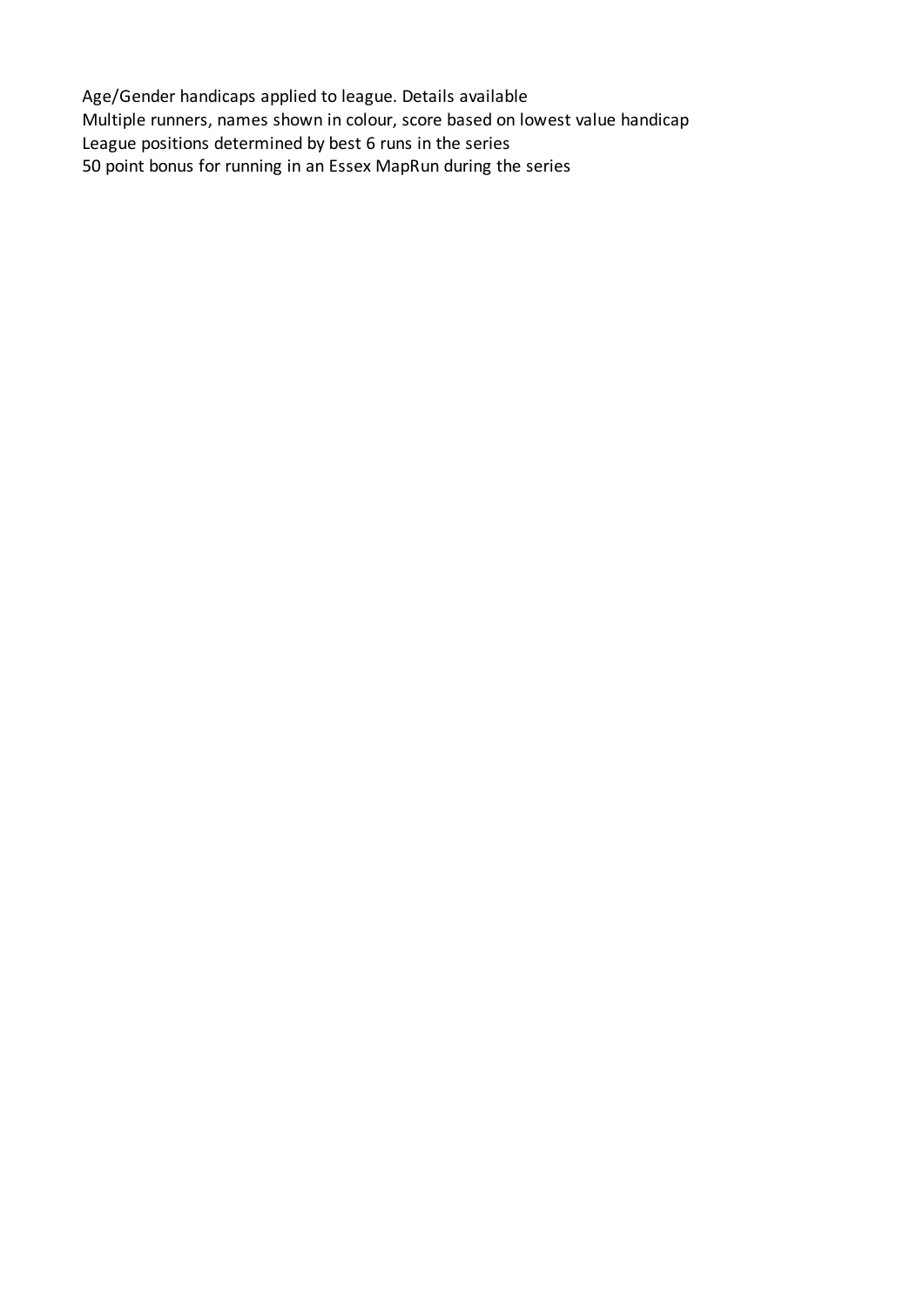Age/Gender handicaps applied to league. Details available
Multiple runners, names shown in colour, score based on lowest value handicap
League positions determined by best 6 runs in the series
50 point bonus for running in an Essex MapRun during the series